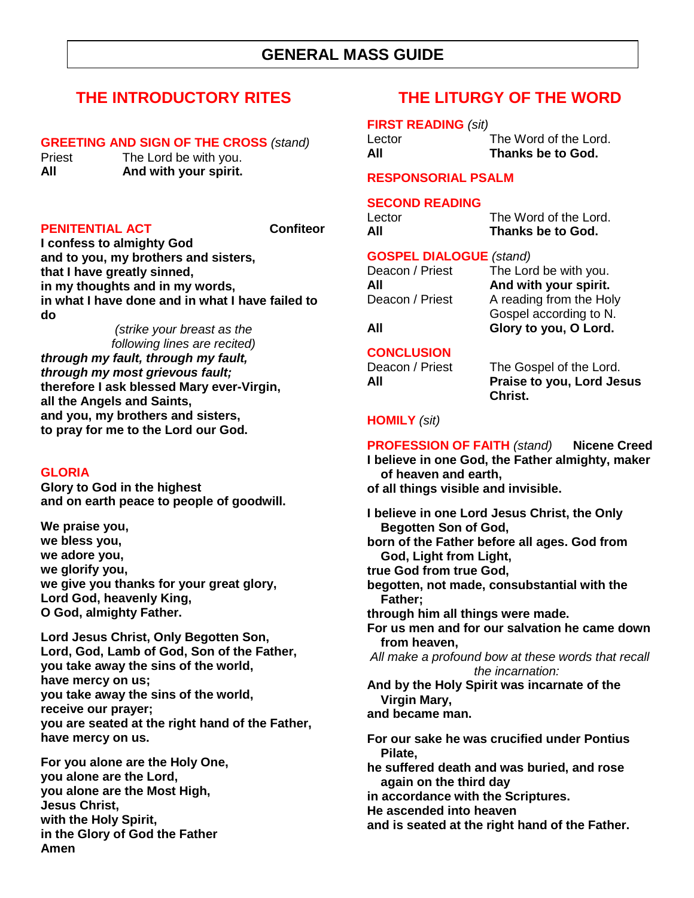# GENERAL MASS GUIDE

## THE INTRODUCTORY RITES

### GREETING AND SIGN OF THE CROSS *(stand)*

| | |
|---|---|
| Priest | The Lord be with you. |
| **All** | **And with your spirit.** |

### PENITENTIAL ACT — Confiteor

**I confess to almighty God**
**and to you, my brothers and sisters,**
**that I have greatly sinned,**
**in my thoughts and in my words,**
**in what I have done and in what I have failed to do**

*(strike your breast as the following lines are recited)*

***through my fault, through my fault,***
***through my most grievous fault;***
**therefore I ask blessed Mary ever-Virgin,**
**all the Angels and Saints,**
**and you, my brothers and sisters,**
**to pray for me to the Lord our God.**

### GLORIA

**Glory to God in the highest**
**and on earth peace to people of goodwill.**

**We praise you,**
**we bless you,**
**we adore you,**
**we glorify you,**
**we give you thanks for your great glory,**
**Lord God, heavenly King,**
**O God, almighty Father.**

**Lord Jesus Christ, Only Begotten Son,**
**Lord, God, Lamb of God, Son of the Father,**
**you take away the sins of the world,**
**have mercy on us;**
**you take away the sins of the world,**
**receive our prayer;**
**you are seated at the right hand of the Father,**
**have mercy on us.**

**For you alone are the Holy One,**
**you alone are the Lord,**
**you alone are the Most High,**
**Jesus Christ,**
**with the Holy Spirit,**
**in the Glory of God the Father**
**Amen**

## THE LITURGY OF THE WORD

### FIRST READING *(sit)*

| | |
|---|---|
| Lector | The Word of the Lord. |
| **All** | **Thanks be to God.** |

### RESPONSORIAL PSALM

### SECOND READING

| | |
|---|---|
| Lector | The Word of the Lord. |
| **All** | **Thanks be to God.** |

### GOSPEL DIALOGUE *(stand)*

| | |
|---|---|
| Deacon / Priest | The Lord be with you. |
| **All** | **And with your spirit.** |
| Deacon / Priest | A reading from the Holy Gospel according to N. |
| **All** | **Glory to you, O Lord.** |

### CONCLUSION

| | |
|---|---|
| Deacon / Priest | The Gospel of the Lord. |
| **All** | **Praise to you, Lord Jesus Christ.** |

### HOMILY *(sit)*

### PROFESSION OF FAITH *(stand)* — Nicene Creed

**I believe in one God, the Father almighty, maker of heaven and earth,**
**of all things visible and invisible.**

**I believe in one Lord Jesus Christ, the Only Begotten Son of God,**
**born of the Father before all ages. God from God, Light from Light,**
**true God from true God,**
**begotten, not made, consubstantial with the Father;**
**through him all things were made.**
**For us men and for our salvation he came down from heaven,**

*All make a profound bow at these words that recall the incarnation:*

**And by the Holy Spirit was incarnate of the Virgin Mary,**
**and became man.**

**For our sake he was crucified under Pontius Pilate,**
**he suffered death and was buried, and rose again on the third day**
**in accordance with the Scriptures.**
**He ascended into heaven**
**and is seated at the right hand of the Father.**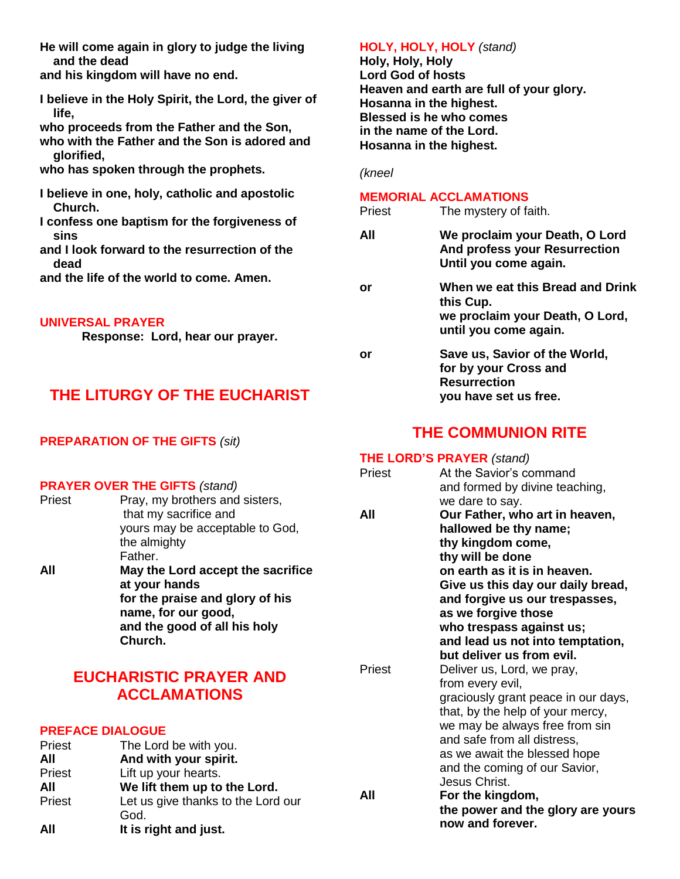**He will come again in glory to judge the living and the dead**
**and his kingdom will have no end.**

**I believe in the Holy Spirit, the Lord, the giver of life,**
**who proceeds from the Father and the Son,**
**who with the Father and the Son is adored and glorified,**
**who has spoken through the prophets.**

**I believe in one, holy, catholic and apostolic Church.**
**I confess one baptism for the forgiveness of sins**
**and I look forward to the resurrection of the dead**
**and the life of the world to come. Amen.**

### UNIVERSAL PRAYER

**Response: Lord, hear our prayer.**

## THE LITURGY OF THE EUCHARIST

### PREPARATION OF THE GIFTS *(sit)*

### PRAYER OVER THE GIFTS *(stand)*

| | |
|---|---|
| Priest | Pray, my brothers and sisters, that my sacrifice and yours may be acceptable to God, the almighty Father. |
| **All** | **May the Lord accept the sacrifice at your hands for the praise and glory of his name, for our good, and the good of all his holy Church.** |

## EUCHARISTIC PRAYER AND ACCLAMATIONS

### PREFACE DIALOGUE

| | |
|---|---|
| Priest | The Lord be with you. |
| **All** | **And with your spirit.** |
| Priest | Lift up your hearts. |
| **All** | **We lift them up to the Lord.** |
| Priest | Let us give thanks to the Lord our God. |
| **All** | **It is right and just.** |

### HOLY, HOLY, HOLY *(stand)*

**Holy, Holy, Holy**
**Lord God of hosts**
**Heaven and earth are full of your glory.**
**Hosanna in the highest.**
**Blessed is he who comes**
**in the name of the Lord.**
**Hosanna in the highest.**

*(kneel*

### MEMORIAL ACCLAMATIONS

| | |
|---|---|
| Priest | The mystery of faith. |
| **All** | **We proclaim your Death, O Lord And profess your Resurrection Until you come again.** |
| **or** | **When we eat this Bread and Drink this Cup. we proclaim your Death, O Lord, until you come again.** |
| **or** | **Save us, Savior of the World, for by your Cross and Resurrection you have set us free.** |

## THE COMMUNION RITE

### THE LORD'S PRAYER *(stand)*

| | |
|---|---|
| Priest | At the Savior's command and formed by divine teaching, we dare to say. |
| **All** | **Our Father, who art in heaven, hallowed be thy name; thy kingdom come, thy will be done on earth as it is in heaven. Give us this day our daily bread, and forgive us our trespasses, as we forgive those who trespass against us; and lead us not into temptation, but deliver us from evil.** |
| Priest | Deliver us, Lord, we pray, from every evil, graciously grant peace in our days, that, by the help of your mercy, we may be always free from sin and safe from all distress, as we await the blessed hope and the coming of our Savior, Jesus Christ. |
| **All** | **For the kingdom, the power and the glory are yours now and forever.** |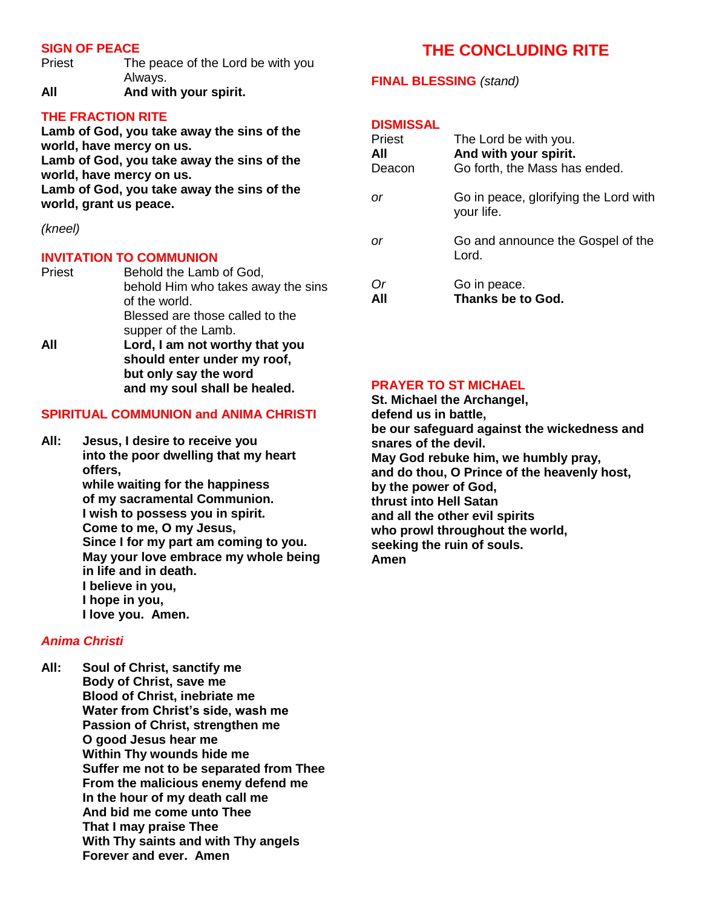## SIGN OF PEACE

Priest — The peace of the Lord be with you Always.

**All** — **And with your spirit.**

## THE FRACTION RITE

**Lamb of God, you take away the sins of the world, have mercy on us.**
**Lamb of God, you take away the sins of the world, have mercy on us.**
**Lamb of God, you take away the sins of the world, grant us peace.**

*(kneel)*

## INVITATION TO COMMUNION

Priest — Behold the Lamb of God,
behold Him who takes away the sins of the world.
Blessed are those called to the supper of the Lamb.

**All** — **Lord, I am not worthy that you should enter under my roof,**
**but only say the word**
**and my soul shall be healed.**

## SPIRITUAL COMMUNION and ANIMA CHRISTI

**All:** **Jesus, I desire to receive you**
**into the poor dwelling that my heart offers,**
**while waiting for the happiness**
**of my sacramental Communion.**
**I wish to possess you in spirit.**
**Come to me, O my Jesus,**
**Since I for my part am coming to you.**
**May your love embrace my whole being**
**in life and in death.**
**I believe in you,**
**I hope in you,**
**I love you. Amen.**

### *Anima Christi*

**All:** **Soul of Christ, sanctify me**
**Body of Christ, save me**
**Blood of Christ, inebriate me**
**Water from Christ's side, wash me**
**Passion of Christ, strengthen me**
**O good Jesus hear me**
**Within Thy wounds hide me**
**Suffer me not to be separated from Thee**
**From the malicious enemy defend me**
**In the hour of my death call me**
**And bid me come unto Thee**
**That I may praise Thee**
**With Thy saints and with Thy angels**
**Forever and ever. Amen**

# THE CONCLUDING RITE

## FINAL BLESSING *(stand)*

## DISMISSAL

Priest — The Lord be with you.

**All** — **And with your spirit.**

Deacon — Go forth, the Mass has ended.

*or* — Go in peace, glorifying the Lord with your life.

*or* — Go and announce the Gospel of the Lord.

*Or* — Go in peace.

**All** — **Thanks be to God.**

## PRAYER TO ST MICHAEL

**St. Michael the Archangel,**
**defend us in battle,**
**be our safeguard against the wickedness and snares of the devil.**
**May God rebuke him, we humbly pray,**
**and do thou, O Prince of the heavenly host,**
**by the power of God,**
**thrust into Hell Satan**
**and all the other evil spirits**
**who prowl throughout the world,**
**seeking the ruin of souls.**
**Amen**